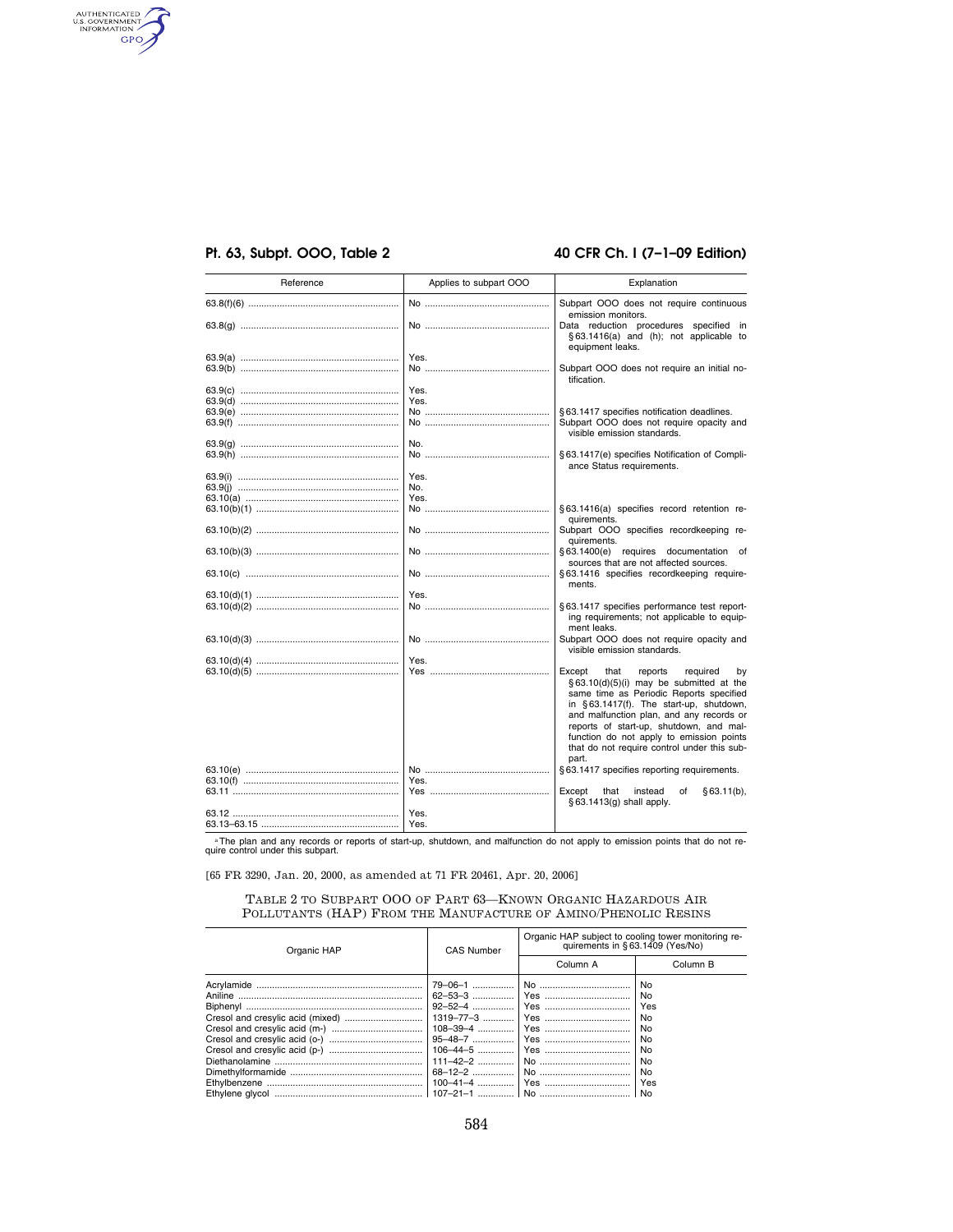| Reference | Applies to subpart OOO | Explanation |
|---|---|---|
| 63.8(f)(6) | No | Subpart OOO does not require continuous emission monitors. |
| 63.8(g) | No | Data reduction procedures specified in §63.1416(a) and (h); not applicable to equipment leaks. |
| 63.9(a) | Yes. | |
| 63.9(b) | No | Subpart OOO does not require an initial notification. |
| 63.9(c) | Yes. | |
| 63.9(d) | Yes. | |
| 63.9(e) | No | §63.1417 specifies notification deadlines. |
| 63.9(f) | No | Subpart OOO does not require opacity and visible emission standards. |
| 63.9(g) | No. | |
| 63.9(h) | No | §63.1417(e) specifies Notification of Compliance Status requirements. |
| 63.9(i) | Yes. | |
| 63.9(j) | No. | |
| 63.10(a) | Yes. | |
| 63.10(b)(1) | No | §63.1416(a) specifies record retention requirements. |
| 63.10(b)(2) | No | Subpart OOO specifies recordkeeping requirements. |
| 63.10(b)(3) | No | §63.1400(e) requires documentation of sources that are not affected sources. |
| 63.10(c) | No | §63.1416 specifies recordkeeping requirements. |
| 63.10(d)(1) | Yes. | |
| 63.10(d)(2) | No | §63.1417 specifies performance test reporting requirements; not applicable to equipment leaks. |
| 63.10(d)(3) | No | Subpart OOO does not require opacity and visible emission standards. |
| 63.10(d)(4) | Yes. | |
| 63.10(d)(5) | Yes | Except that reports required by §63.10(d)(5)(i) may be submitted at the same time as Periodic Reports specified in §63.1417(f). The start-up, shutdown, and malfunction plan, and any records or reports of start-up, shutdown, and malfunction do not apply to emission points that do not require control under this subpart. |
| 63.10(e) | No | §63.1417 specifies reporting requirements. |
| 63.10(f) | Yes. | |
| 63.11 | Yes | Except that instead of §63.11(b), §63.1413(g) shall apply. |
| 63.12 | Yes. | |
| 63.13–63.15 | Yes. | |

[a] The plan and any records or reports of start-up, shutdown, and malfunction do not apply to emission points that do not require control under this subpart.

[65 FR 3290, Jan. 20, 2000, as amended at 71 FR 20461, Apr. 20, 2006]

### Table 2 to Subpart OOO of Part 63—Known Organic Hazardous Air Pollutants (HAP) From the Manufacture of Amino/Phenolic Resins

| Organic HAP | CAS Number | Organic HAP subject to cooling tower monitoring requirements in §63.1409 (Yes/No) | |
|---|---|---|---|
| | | Column A | Column B |
| Acrylamide | 79–06–1 | No | No |
| Aniline | 62–53–3 | Yes | No |
| Biphenyl | 92–52–4 | Yes | Yes |
| Cresol and cresylic acid (mixed) | 1319–77–3 | Yes | No |
| Cresol and cresylic acid (m-) | 108–39–4 | Yes | No |
| Cresol and cresylic acid (o-) | 95–48–7 | Yes | No |
| Cresol and cresylic acid (p-) | 106–44–5 | Yes | No |
| Diethanolamine | 111–42–2 | No | No |
| Dimethylformamide | 68–12–2 | No | No |
| Ethylbenzene | 100–41–4 | Yes | Yes |
| Ethylene glycol | 107–21–1 | No | No |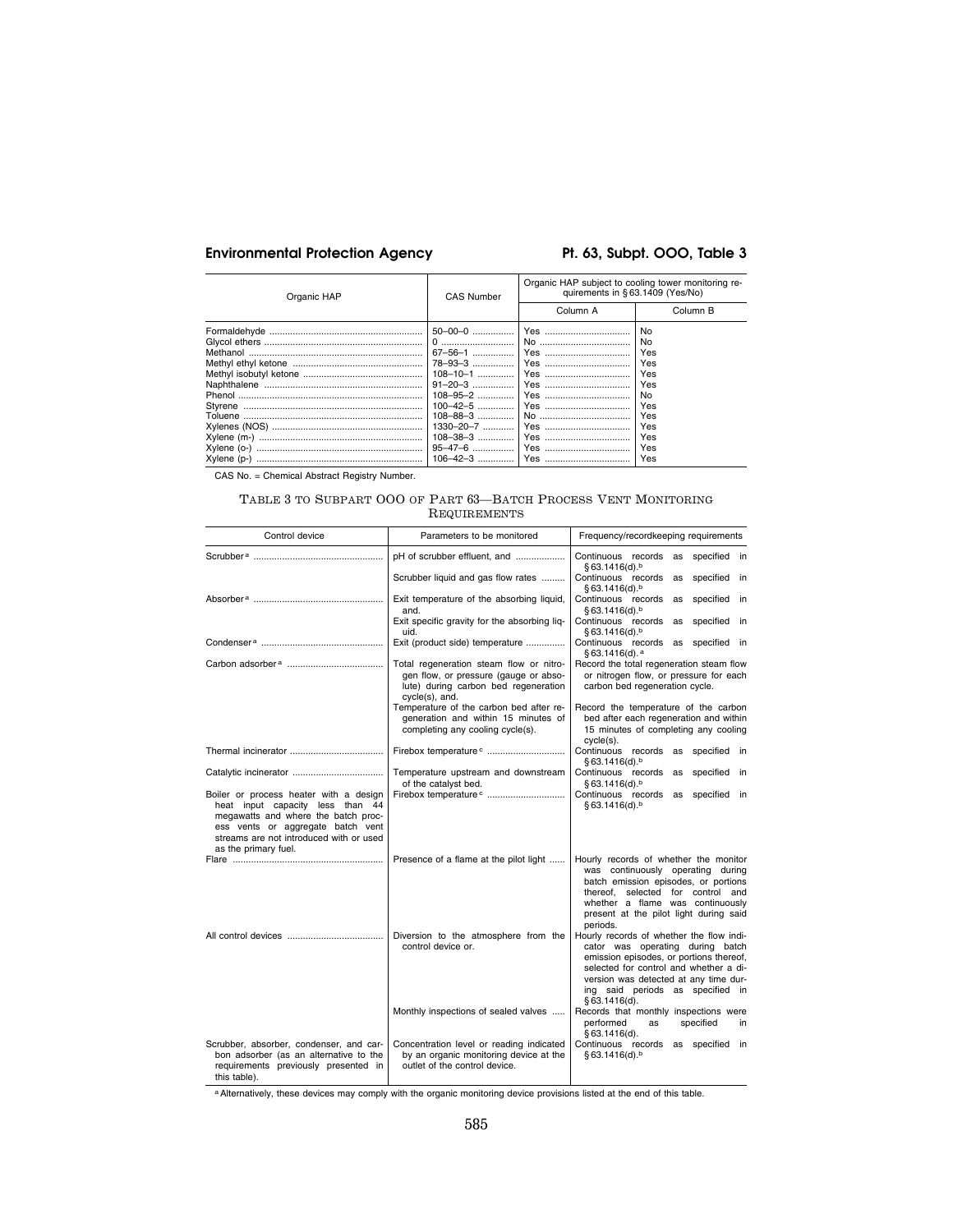| Organic HAP | CAS Number | Organic HAP subject to cooling tower monitoring requirements in § 63.1409 (Yes/No) | |
|---|---|---|---|
| | | Column A | Column B |
| Formaldehyde | 50–00–0 | Yes | No |
| Glycol ethers | 0 | No | No |
| Methanol | 67–56–1 | Yes | Yes |
| Methyl ethyl ketone | 78–93–3 | Yes | Yes |
| Methyl isobutyl ketone | 108–10–1 | Yes | Yes |
| Naphthalene | 91–20–3 | Yes | Yes |
| Phenol | 108–95–2 | Yes | No |
| Styrene | 100–42–5 | Yes | Yes |
| Toluene | 108–88–3 | No | Yes |
| Xylenes (NOS) | 1330–20–7 | Yes | Yes |
| Xylene (m-) | 108–38–3 | Yes | Yes |
| Xylene (o-) | 95–47–6 | Yes | Yes |
| Xylene (p-) | 106–42–3 | Yes | Yes |

CAS No. = Chemical Abstract Registry Number.

## TABLE 3 TO SUBPART OOO OF PART 63—BATCH PROCESS VENT MONITORING REQUIREMENTS

| Control device | Parameters to be monitored | Frequency/recordkeeping requirements |
|---|---|---|
| Scrubber[a] | pH of scrubber effluent, and | Continuous records as specified in § 63.1416(d).[b] |
| | Scrubber liquid and gas flow rates | Continuous records as specified in § 63.1416(d).[b] |
| Absorber[a] | Exit temperature of the absorbing liquid, and. | Continuous records as specified in § 63.1416(d).[b] |
| | Exit specific gravity for the absorbing liquid. | Continuous records as specified in § 63.1416(d).[b] |
| Condenser[a] | Exit (product side) temperature | Continuous records as specified in § 63.1416(d).[a] |
| Carbon adsorber[a] | Total regeneration steam flow or nitrogen flow, or pressure (gauge or absolute) during carbon bed regeneration cycle(s), and. | Record the total regeneration steam flow or nitrogen flow, or pressure for each carbon bed regeneration cycle. |
| | Temperature of the carbon bed after regeneration and within 15 minutes of completing any cooling cycle(s). | Record the temperature of the carbon bed after each regeneration and within 15 minutes of completing any cooling cycle(s). |
| Thermal incinerator | Firebox temperature[c] | Continuous records as specified in § 63.1416(d).[b] |
| Catalytic incinerator | Temperature upstream and downstream of the catalyst bed. | Continuous records as specified in § 63.1416(d).[b] |
| Boiler or process heater with a design heat input capacity less than 44 megawatts and where the batch process vents or aggregate batch vent streams are not introduced with or used as the primary fuel. | Firebox temperature[c] | Continuous records as specified in § 63.1416(d).[b] |
| Flare | Presence of a flame at the pilot light | Hourly records of whether the monitor was continuously operating during batch emission episodes, or portions thereof, selected for control and whether a flame was continuously present at the pilot light during said periods. |
| All control devices | Diversion to the atmosphere from the control device or. | Hourly records of whether the flow indicator was operating during batch emission episodes, or portions thereof, selected for control and whether a diversion was detected at any time during said periods as specified in § 63.1416(d). |
| | Monthly inspections of sealed valves | Records that monthly inspections were performed as specified in § 63.1416(d). |
| Scrubber, absorber, condenser, and carbon adsorber (as an alternative to the requirements previously presented in this table). | Concentration level or reading indicated by an organic monitoring device at the outlet of the control device. | Continuous records as specified in § 63.1416(d).[b] |

[a] Alternatively, these devices may comply with the organic monitoring device provisions listed at the end of this table.